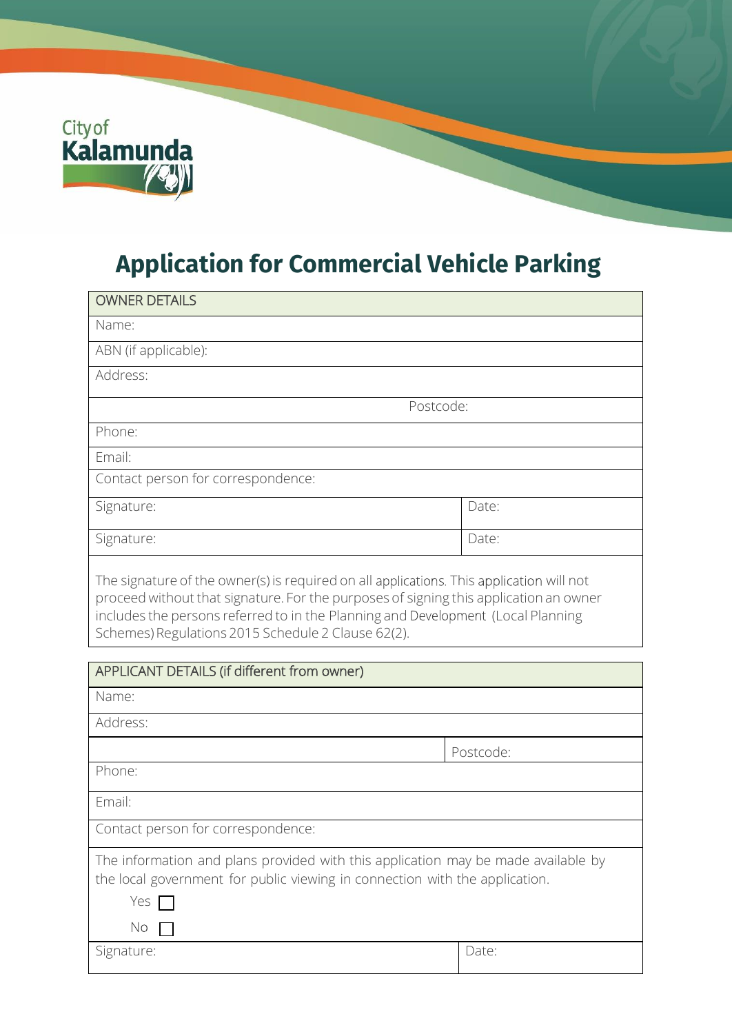City of Kalamunda

# Application for Commercial Vehicle Parking

| OWNER DETAILS | |
|---|---|
| Name: | |
| ABN (if applicable): | |
| Address: | |
| Postcode: | |
| Phone: | |
| Email: | |
| Contact person for correspondence: | |
| Signature: | Date: |
| Signature: | Date: |

The signature of the owner(s) is required on all applications. This application will not proceed without that signature. For the purposes of signing this application an owner includes the persons referred to in the Planning and Development (Local Planning Schemes) Regulations 2015 Schedule 2 Clause 62(2).

| APPLICANT DETAILS (if different from owner) | |
|---|---|
| Name: | |
| Address: | |
| | Postcode: |
| Phone: | |
| Email: | |
| Contact person for correspondence: | |

The information and plans provided with this application may be made available by the local government for public viewing in connection with the application.

Yes ☐

No ☐

| Signature: | Date: |
|---|---|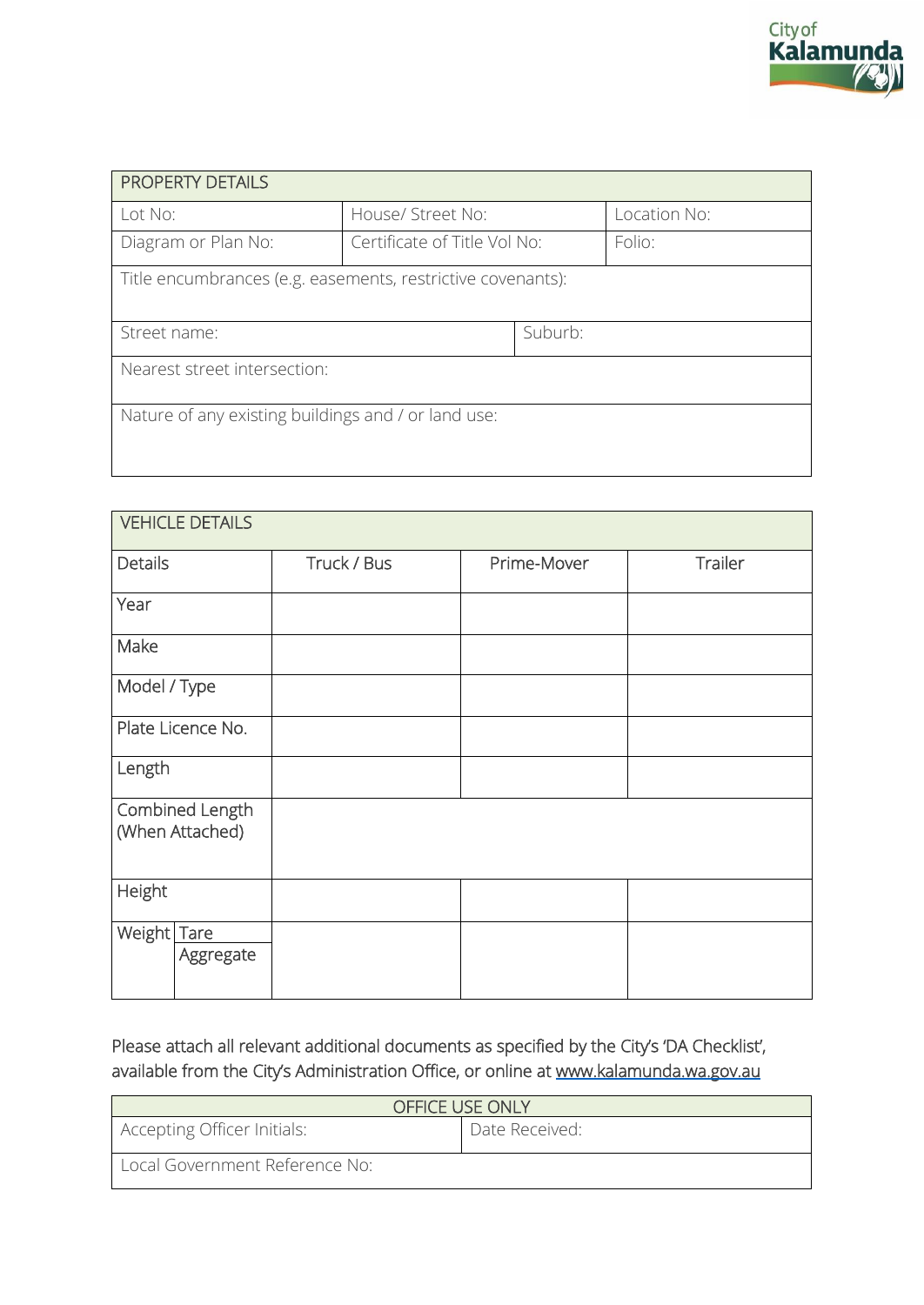| PROPERTY DETAILS | | |
|---|---|---|
| Lot No: | House/ Street No: | Location No: |
| Diagram or Plan No: | Certificate of Title Vol No: | Folio: |
| Title encumbrances (e.g. easements, restrictive covenants): | | |
| Street name: | Suburb: | |
| Nearest street intersection: | | |
| Nature of any existing buildings and / or land use: | | |

| VEHICLE DETAILS | | | | |
|---|---|---|---|---|
| Details | | Truck / Bus | Prime-Mover | Trailer |
| Year | | | | |
| Make | | | | |
| Model / Type | | | | |
| Plate Licence No. | | | | |
| Length | | | | |
| Combined Length (When Attached) | | | | |
| Height | | | | |
| Weight | Tare | | | |
| | Aggregate | | | |

Please attach all relevant additional documents as specified by the City's 'DA Checklist', available from the City's Administration Office, or online at www.kalamunda.wa.gov.au

| OFFICE USE ONLY | |
|---|---|
| Accepting Officer Initials: | Date Received: |
| Local Government Reference No: | |